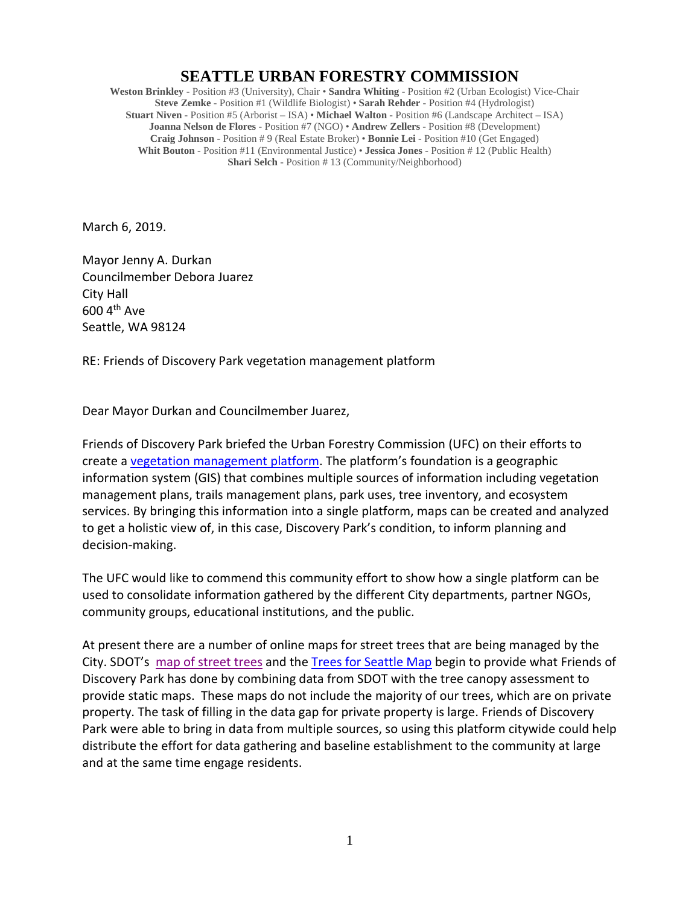# SEATTLE URBAN FORESTRY COMMISSION

**Weston Brinkley** - Position #3 (University), Chair • **Sandra Whiting** - Position #2 (Urban Ecologist) Vice-Chair
**Steve Zemke** - Position #1 (Wildlife Biologist) • **Sarah Rehder** - Position #4 (Hydrologist)
**Stuart Niven** - Position #5 (Arborist – ISA) • **Michael Walton** - Position #6 (Landscape Architect – ISA)
**Joanna Nelson de Flores** - Position #7 (NGO) • **Andrew Zellers** - Position #8 (Development)
**Craig Johnson** - Position # 9 (Real Estate Broker) • **Bonnie Lei** - Position #10 (Get Engaged)
**Whit Bouton** - Position #11 (Environmental Justice) • **Jessica Jones** - Position # 12 (Public Health)
**Shari Selch** - Position # 13 (Community/Neighborhood)

March 6, 2019.

Mayor Jenny A. Durkan
Councilmember Debora Juarez
City Hall
600 4th Ave
Seattle, WA 98124

RE: Friends of Discovery Park vegetation management platform

Dear Mayor Durkan and Councilmember Juarez,

Friends of Discovery Park briefed the Urban Forestry Commission (UFC) on their efforts to create a vegetation management platform. The platform's foundation is a geographic information system (GIS) that combines multiple sources of information including vegetation management plans, trails management plans, park uses, tree inventory, and ecosystem services. By bringing this information into a single platform, maps can be created and analyzed to get a holistic view of, in this case, Discovery Park's condition, to inform planning and decision-making.

The UFC would like to commend this community effort to show how a single platform can be used to consolidate information gathered by the different City departments, partner NGOs, community groups, educational institutions, and the public.

At present there are a number of online maps for street trees that are being managed by the City. SDOT's map of street trees and the Trees for Seattle Map begin to provide what Friends of Discovery Park has done by combining data from SDOT with the tree canopy assessment to provide static maps. These maps do not include the majority of our trees, which are on private property. The task of filling in the data gap for private property is large. Friends of Discovery Park were able to bring in data from multiple sources, so using this platform citywide could help distribute the effort for data gathering and baseline establishment to the community at large and at the same time engage residents.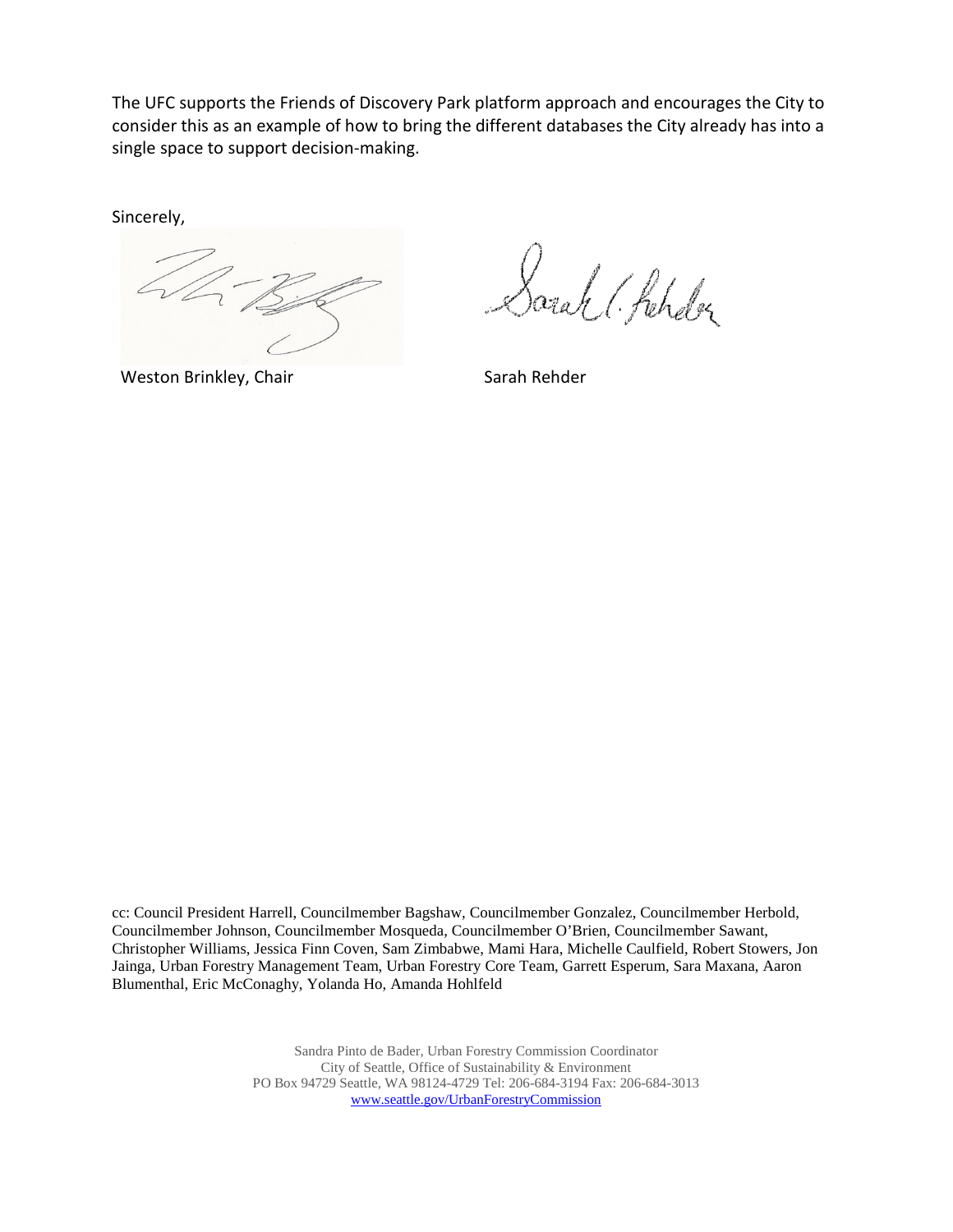The UFC supports the Friends of Discovery Park platform approach and encourages the City to consider this as an example of how to bring the different databases the City already has into a single space to support decision-making.

Sincerely,

Weston Brinkley, Chair

Sarah Rehder

cc: Council President Harrell, Councilmember Bagshaw, Councilmember Gonzalez, Councilmember Herbold, Councilmember Johnson, Councilmember Mosqueda, Councilmember O'Brien, Councilmember Sawant, Christopher Williams, Jessica Finn Coven, Sam Zimbabwe, Mami Hara, Michelle Caulfield, Robert Stowers, Jon Jainga, Urban Forestry Management Team, Urban Forestry Core Team, Garrett Esperum, Sara Maxana, Aaron Blumenthal, Eric McConaghy, Yolanda Ho, Amanda Hohlfeld

Sandra Pinto de Bader, Urban Forestry Commission Coordinator
City of Seattle, Office of Sustainability & Environment
PO Box 94729 Seattle, WA 98124-4729 Tel: 206-684-3194 Fax: 206-684-3013
www.seattle.gov/UrbanForestryCommission